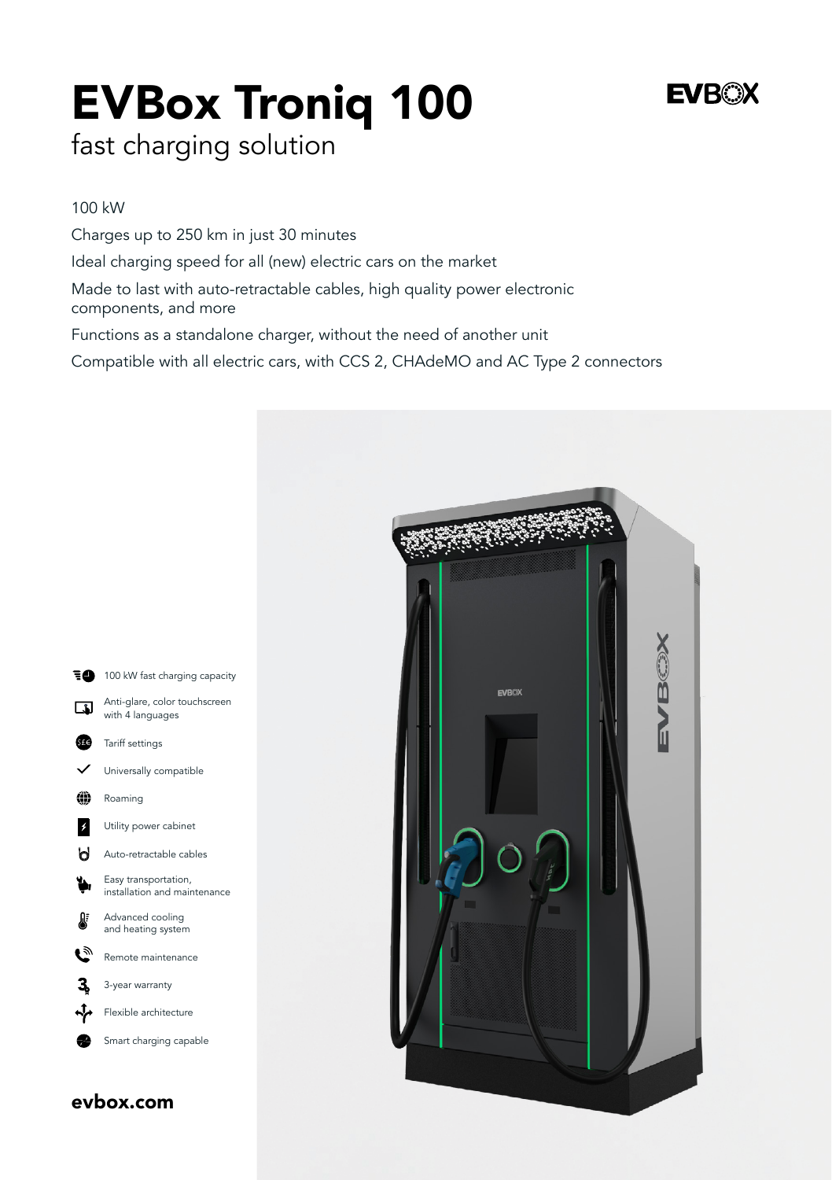# EVBox Troniq 100

## fast charging solution

100 kW

Charges up to 250 km in just 30 minutes

Ideal charging speed for all (new) electric cars on the market

Made to last with auto-retractable cables, high quality power electronic components, and more

Functions as a standalone charger, without the need of another unit

Compatible with all electric cars, with CCS 2, CHAdeMO and AC Type 2 connectors

- 100 kW fast charging capacity
- Anti-glare, color touchscreen with 4 languages
- Tariff settings
- Universally compatible
- Roaming
- Utility power cabinet
- Auto-retractable cables
- Easy transportation, installation and maintenance
- Advanced cooling and heating system
- Remote maintenance
- 3-year warranty
- Flexible architecture
- Smart charging capable

**evbox.com**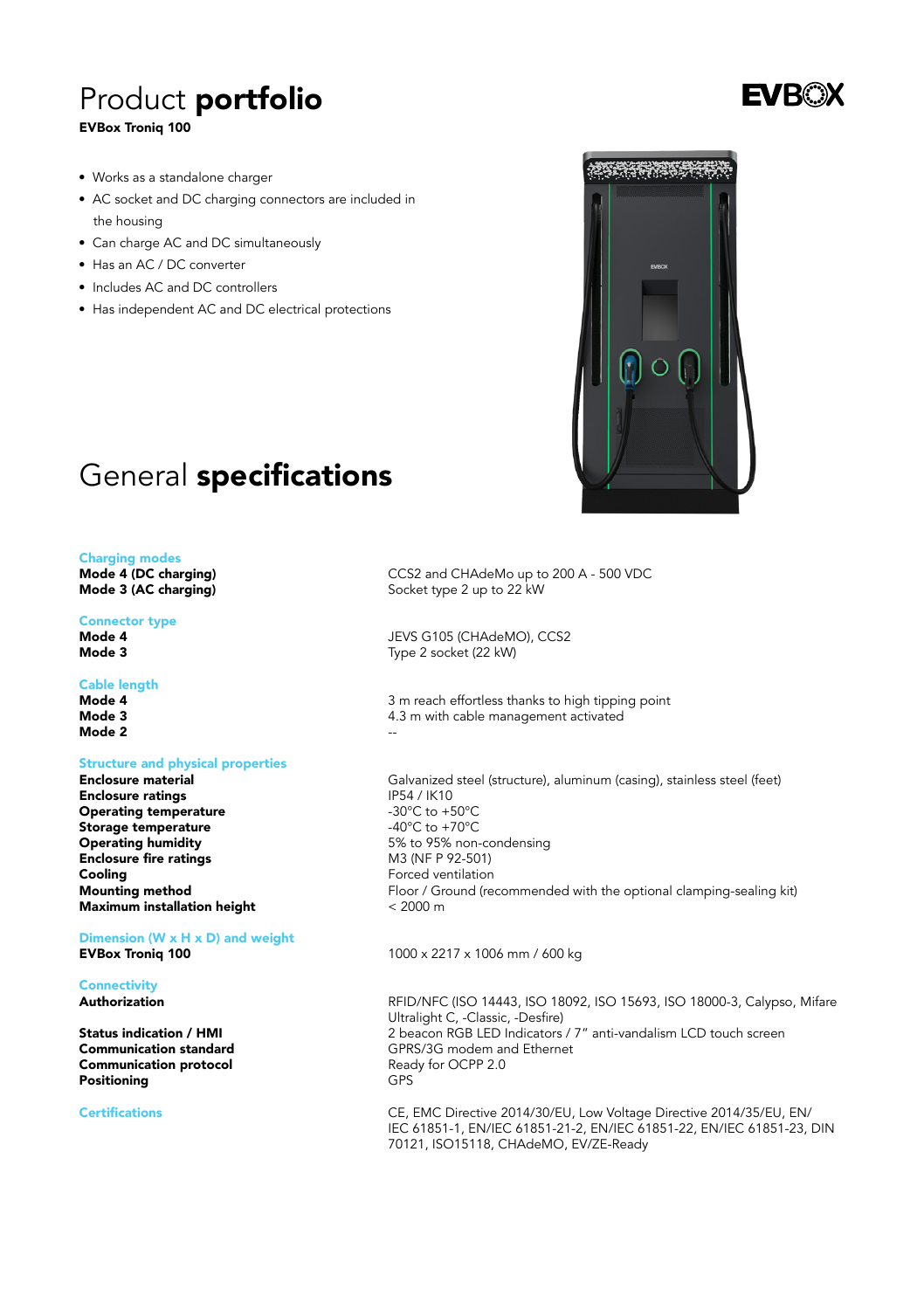# Product **portfolio**

**EVBox Troniq 100**

- Works as a standalone charger
- AC socket and DC charging connectors are included in the housing
- Can charge AC and DC simultaneously
- Has an AC / DC converter
- Includes AC and DC controllers
- Has independent AC and DC electrical protections

# General **specifications**

| | |
|---|---|
| **Charging modes** | |
| **Mode 4 (DC charging)** | CCS2 and CHAdeMo up to 200 A - 500 VDC |
| **Mode 3 (AC charging)** | Socket type 2 up to 22 kW |
| **Connector type** | |
| **Mode 4** | JEVS G105 (CHAdeMO), CCS2 |
| **Mode 3** | Type 2 socket (22 kW) |
| **Cable length** | |
| **Mode 4** | 3 m reach effortless thanks to high tipping point |
| **Mode 3** | 4.3 m with cable management activated |
| **Mode 2** | -- |
| **Structure and physical properties** | |
| **Enclosure material** | Galvanized steel (structure), aluminum (casing), stainless steel (feet) |
| **Enclosure ratings** | IP54 / IK10 |
| **Operating temperature** | -30°C to +50°C |
| **Storage temperature** | -40°C to +70°C |
| **Operating humidity** | 5% to 95% non-condensing |
| **Enclosure fire ratings** | M3 (NF P 92-501) |
| **Cooling** | Forced ventilation |
| **Mounting method** | Floor / Ground (recommended with the optional clamping-sealing kit) |
| **Maximum installation height** | < 2000 m |
| **Dimension (W x H x D) and weight** | |
| **EVBox Troniq 100** | 1000 x 2217 x 1006 mm / 600 kg |
| **Connectivity** | |
| **Authorization** | RFID/NFC (ISO 14443, ISO 18092, ISO 15693, ISO 18000-3, Calypso, Mifare Ultralight C, -Classic, -Desfire) |
| **Status indication / HMI** | 2 beacon RGB LED Indicators / 7" anti-vandalism LCD touch screen |
| **Communication standard** | GPRS/3G modem and Ethernet |
| **Communication protocol** | Ready for OCPP 2.0 |
| **Positioning** | GPS |
| **Certifications** | CE, EMC Directive 2014/30/EU, Low Voltage Directive 2014/35/EU, EN/IEC 61851-1, EN/IEC 61851-21-2, EN/IEC 61851-22, EN/IEC 61851-23, DIN 70121, ISO15118, CHAdeMO, EV/ZE-Ready |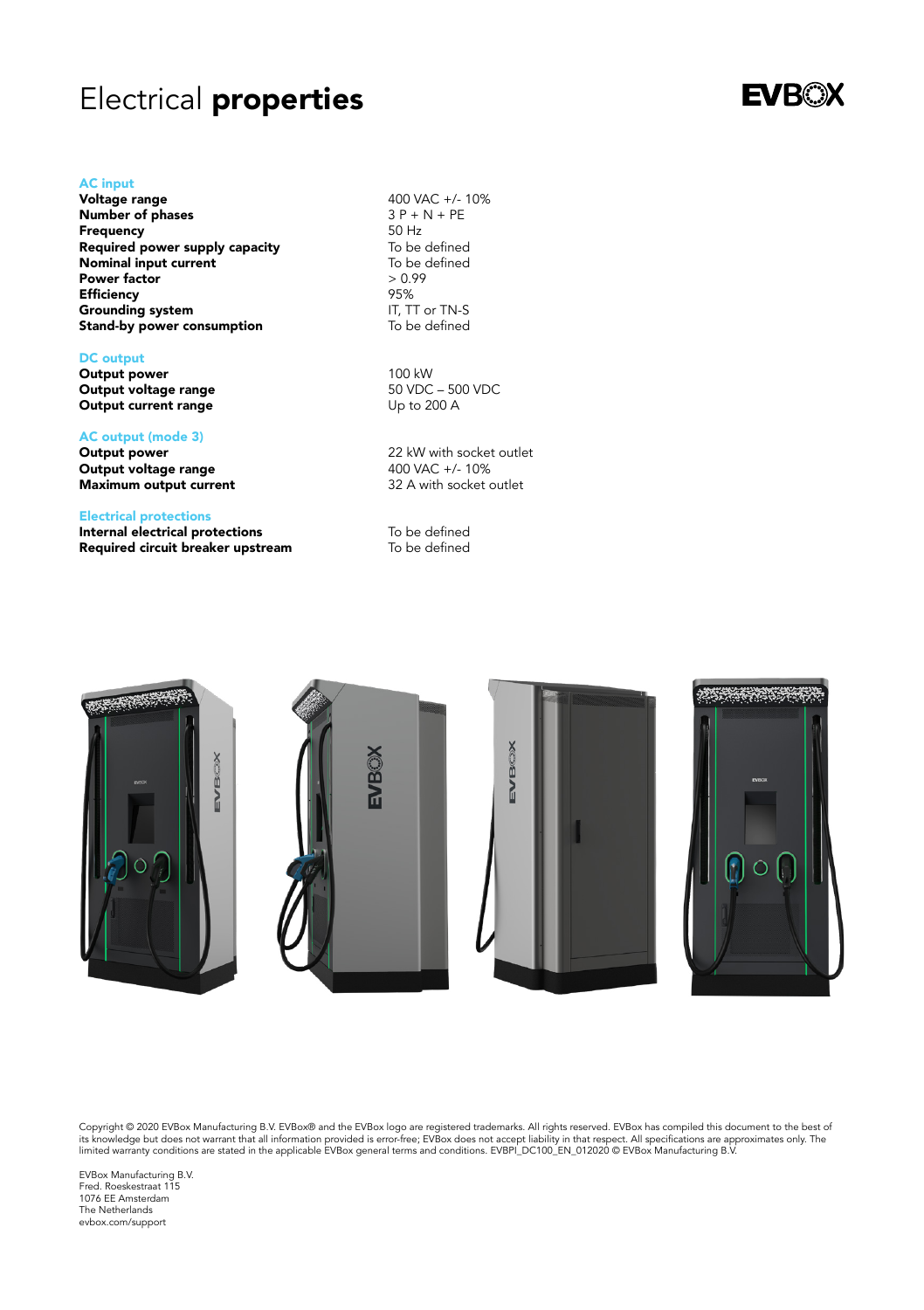# Electrical **properties**

### AC input

| | |
|---|---|
| **Voltage range** | 400 VAC +/- 10% |
| **Number of phases** | 3 P + N + PE |
| **Frequency** | 50 Hz |
| **Required power supply capacity** | To be defined |
| **Nominal input current** | To be defined |
| **Power factor** | > 0.99 |
| **Efficiency** | 95% |
| **Grounding system** | IT, TT or TN-S |
| **Stand-by power consumption** | To be defined |

### DC output

| | |
|---|---|
| **Output power** | 100 kW |
| **Output voltage range** | 50 VDC – 500 VDC |
| **Output current range** | Up to 200 A |

### AC output (mode 3)

| | |
|---|---|
| **Output power** | 22 kW with socket outlet |
| **Output voltage range** | 400 VAC +/- 10% |
| **Maximum output current** | 32 A with socket outlet |

### Electrical protections

| | |
|---|---|
| **Internal electrical protections** | To be defined |
| **Required circuit breaker upstream** | To be defined |

Copyright © 2020 EVBox Manufacturing B.V. EVBox® and the EVBox logo are registered trademarks. All rights reserved. EVBox has compiled this document to the best of its knowledge but does not warrant that all information provided is error-free; EVBox does not accept liability in that respect. All specifications are approximates only. The limited warranty conditions are stated in the applicable EVBox general terms and conditions. EVBPI_DC100_EN_012020 © EVBox Manufacturing B.V.

EVBox Manufacturing B.V.
Fred. Roeskestraat 115
1076 EE Amsterdam
The Netherlands
evbox.com/support